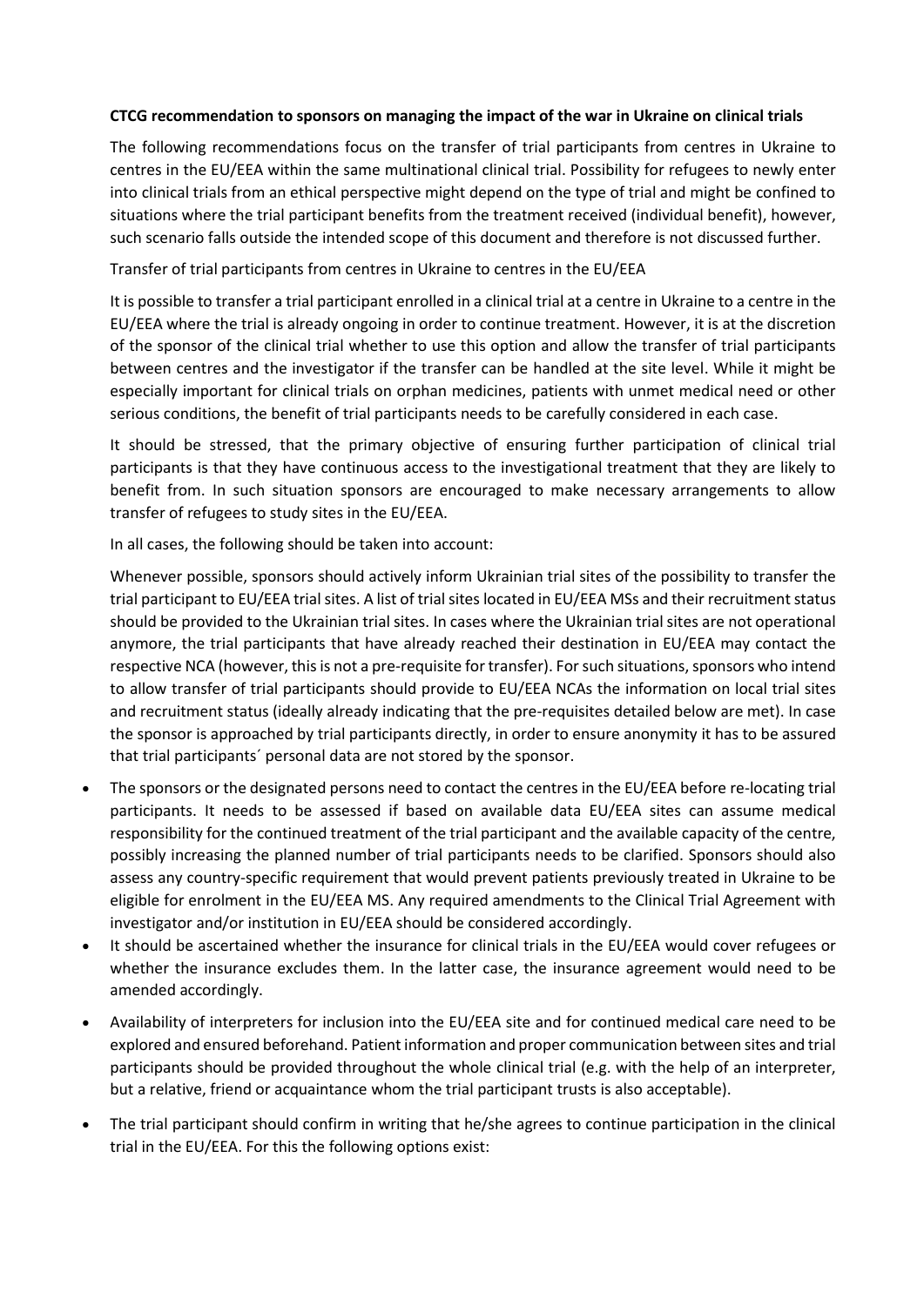**CTCG recommendation to sponsors on managing the impact of the war in Ukraine on clinical trials**

The following recommendations focus on the transfer of trial participants from centres in Ukraine to centres in the EU/EEA within the same multinational clinical trial. Possibility for refugees to newly enter into clinical trials from an ethical perspective might depend on the type of trial and might be confined to situations where the trial participant benefits from the treatment received (individual benefit), however, such scenario falls outside the intended scope of this document and therefore is not discussed further.

Transfer of trial participants from centres in Ukraine to centres in the EU/EEA

It is possible to transfer a trial participant enrolled in a clinical trial at a centre in Ukraine to a centre in the EU/EEA where the trial is already ongoing in order to continue treatment. However, it is at the discretion of the sponsor of the clinical trial whether to use this option and allow the transfer of trial participants between centres and the investigator if the transfer can be handled at the site level. While it might be especially important for clinical trials on orphan medicines, patients with unmet medical need or other serious conditions, the benefit of trial participants needs to be carefully considered in each case.

It should be stressed, that the primary objective of ensuring further participation of clinical trial participants is that they have continuous access to the investigational treatment that they are likely to benefit from. In such situation sponsors are encouraged to make necessary arrangements to allow transfer of refugees to study sites in the EU/EEA.

In all cases, the following should be taken into account:

Whenever possible, sponsors should actively inform Ukrainian trial sites of the possibility to transfer the trial participant to EU/EEA trial sites. A list of trial sites located in EU/EEA MSs and their recruitment status should be provided to the Ukrainian trial sites. In cases where the Ukrainian trial sites are not operational anymore, the trial participants that have already reached their destination in EU/EEA may contact the respective NCA (however, this is not a pre-requisite for transfer). For such situations, sponsors who intend to allow transfer of trial participants should provide to EU/EEA NCAs the information on local trial sites and recruitment status (ideally already indicating that the pre-requisites detailed below are met). In case the sponsor is approached by trial participants directly, in order to ensure anonymity it has to be assured that trial participants´ personal data are not stored by the sponsor.

- The sponsors or the designated persons need to contact the centres in the EU/EEA before re-locating trial participants. It needs to be assessed if based on available data EU/EEA sites can assume medical responsibility for the continued treatment of the trial participant and the available capacity of the centre, possibly increasing the planned number of trial participants needs to be clarified. Sponsors should also assess any country-specific requirement that would prevent patients previously treated in Ukraine to be eligible for enrolment in the EU/EEA MS. Any required amendments to the Clinical Trial Agreement with investigator and/or institution in EU/EEA should be considered accordingly.
- It should be ascertained whether the insurance for clinical trials in the EU/EEA would cover refugees or whether the insurance excludes them. In the latter case, the insurance agreement would need to be amended accordingly.
- Availability of interpreters for inclusion into the EU/EEA site and for continued medical care need to be explored and ensured beforehand. Patient information and proper communication between sites and trial participants should be provided throughout the whole clinical trial (e.g. with the help of an interpreter, but a relative, friend or acquaintance whom the trial participant trusts is also acceptable).
- The trial participant should confirm in writing that he/she agrees to continue participation in the clinical trial in the EU/EEA. For this the following options exist: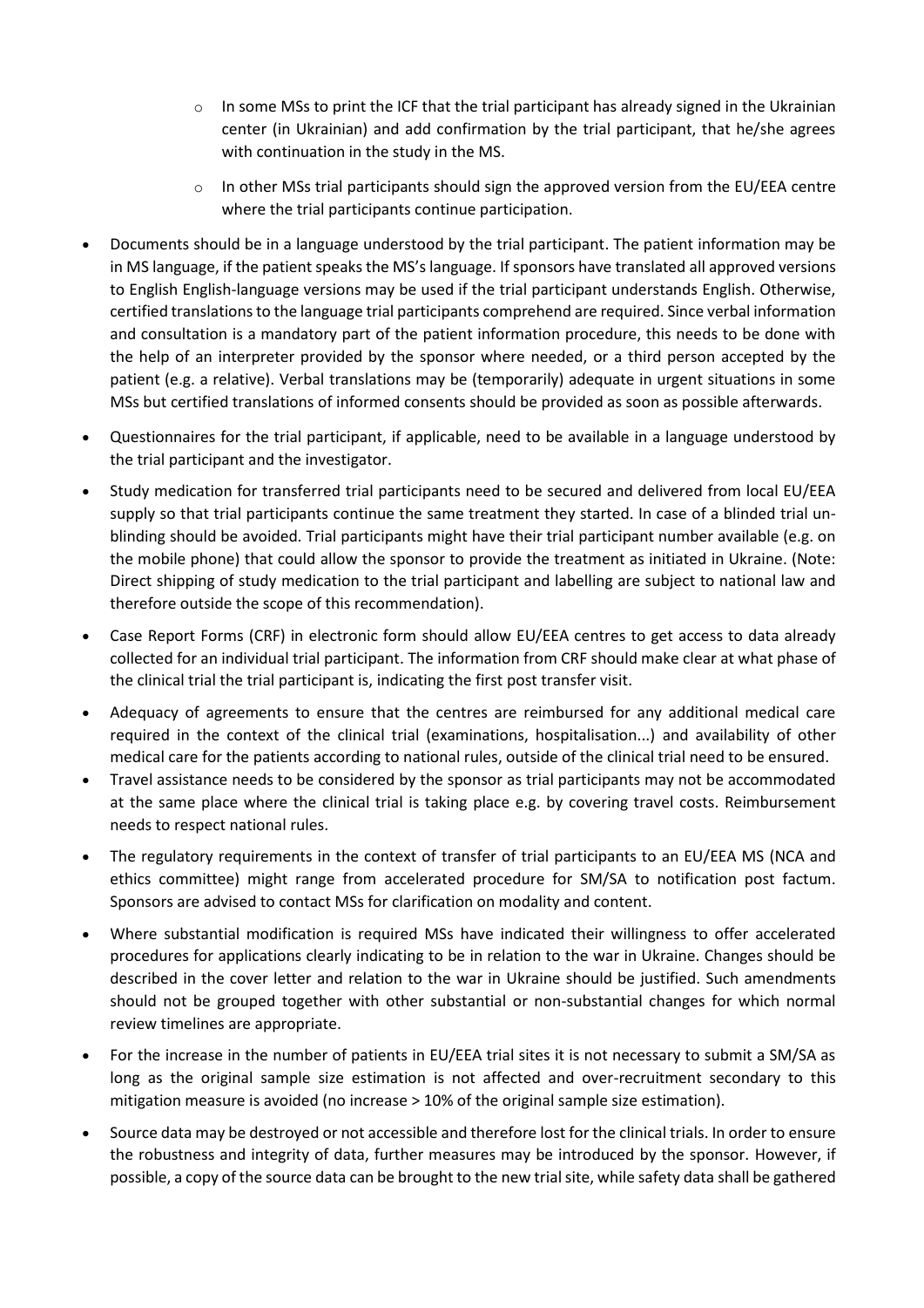- In some MSs to print the ICF that the trial participant has already signed in the Ukrainian center (in Ukrainian) and add confirmation by the trial participant, that he/she agrees with continuation in the study in the MS.
  - In other MSs trial participants should sign the approved version from the EU/EEA centre where the trial participants continue participation.
- Documents should be in a language understood by the trial participant. The patient information may be in MS language, if the patient speaks the MS's language. If sponsors have translated all approved versions to English English-language versions may be used if the trial participant understands English. Otherwise, certified translations to the language trial participants comprehend are required. Since verbal information and consultation is a mandatory part of the patient information procedure, this needs to be done with the help of an interpreter provided by the sponsor where needed, or a third person accepted by the patient (e.g. a relative). Verbal translations may be (temporarily) adequate in urgent situations in some MSs but certified translations of informed consents should be provided as soon as possible afterwards.
- Questionnaires for the trial participant, if applicable, need to be available in a language understood by the trial participant and the investigator.
- Study medication for transferred trial participants need to be secured and delivered from local EU/EEA supply so that trial participants continue the same treatment they started. In case of a blinded trial un-blinding should be avoided. Trial participants might have their trial participant number available (e.g. on the mobile phone) that could allow the sponsor to provide the treatment as initiated in Ukraine. (Note: Direct shipping of study medication to the trial participant and labelling are subject to national law and therefore outside the scope of this recommendation).
- Case Report Forms (CRF) in electronic form should allow EU/EEA centres to get access to data already collected for an individual trial participant. The information from CRF should make clear at what phase of the clinical trial the trial participant is, indicating the first post transfer visit.
- Adequacy of agreements to ensure that the centres are reimbursed for any additional medical care required in the context of the clinical trial (examinations, hospitalisation...) and availability of other medical care for the patients according to national rules, outside of the clinical trial need to be ensured.
- Travel assistance needs to be considered by the sponsor as trial participants may not be accommodated at the same place where the clinical trial is taking place e.g. by covering travel costs. Reimbursement needs to respect national rules.
- The regulatory requirements in the context of transfer of trial participants to an EU/EEA MS (NCA and ethics committee) might range from accelerated procedure for SM/SA to notification post factum. Sponsors are advised to contact MSs for clarification on modality and content.
- Where substantial modification is required MSs have indicated their willingness to offer accelerated procedures for applications clearly indicating to be in relation to the war in Ukraine. Changes should be described in the cover letter and relation to the war in Ukraine should be justified. Such amendments should not be grouped together with other substantial or non-substantial changes for which normal review timelines are appropriate.
- For the increase in the number of patients in EU/EEA trial sites it is not necessary to submit a SM/SA as long as the original sample size estimation is not affected and over-recruitment secondary to this mitigation measure is avoided (no increase > 10% of the original sample size estimation).
- Source data may be destroyed or not accessible and therefore lost for the clinical trials. In order to ensure the robustness and integrity of data, further measures may be introduced by the sponsor. However, if possible, a copy of the source data can be brought to the new trial site, while safety data shall be gathered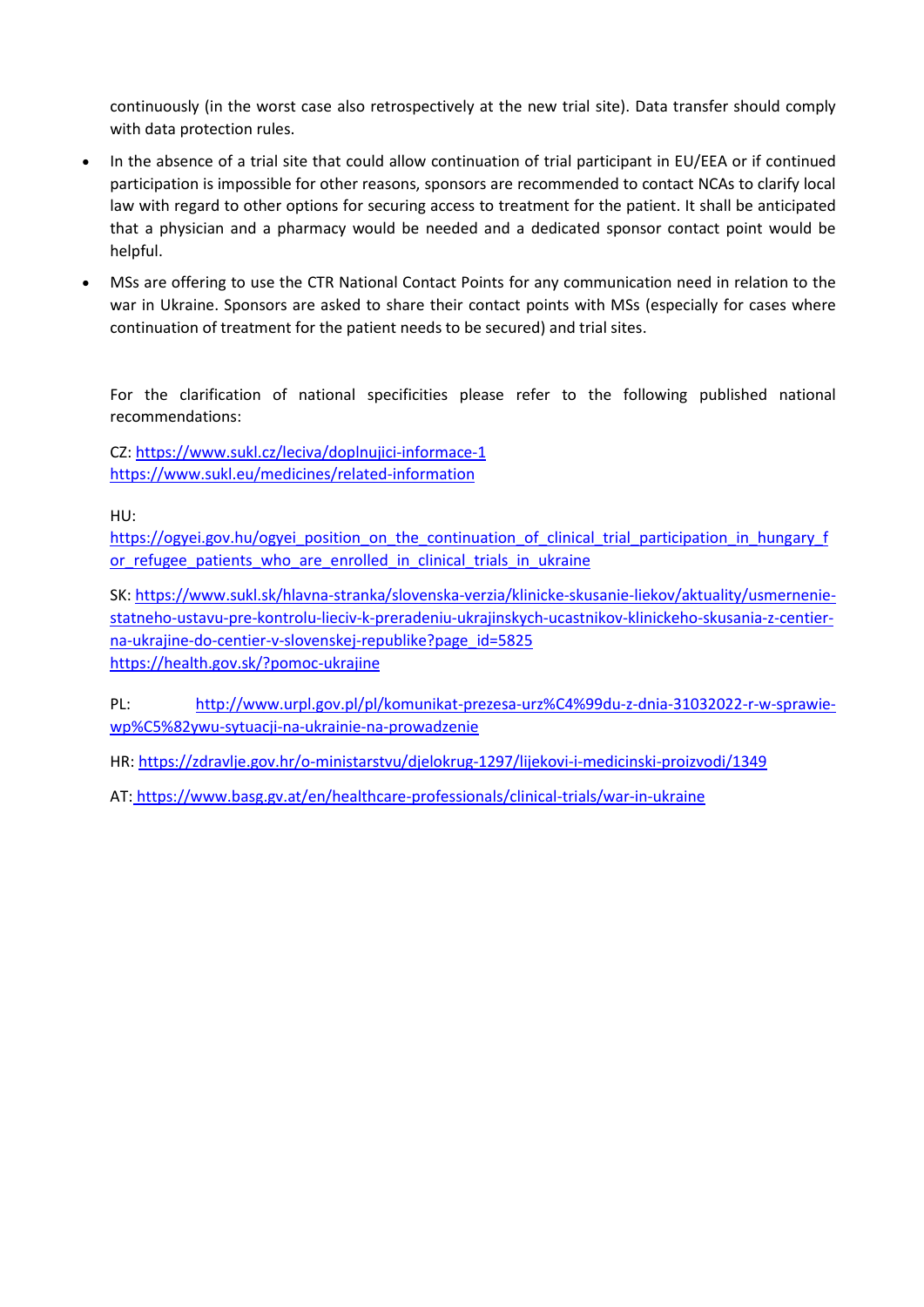continuously (in the worst case also retrospectively at the new trial site). Data transfer should comply with data protection rules.

- In the absence of a trial site that could allow continuation of trial participant in EU/EEA or if continued participation is impossible for other reasons, sponsors are recommended to contact NCAs to clarify local law with regard to other options for securing access to treatment for the patient. It shall be anticipated that a physician and a pharmacy would be needed and a dedicated sponsor contact point would be helpful.
- MSs are offering to use the CTR National Contact Points for any communication need in relation to the war in Ukraine. Sponsors are asked to share their contact points with MSs (especially for cases where continuation of treatment for the patient needs to be secured) and trial sites.

For the clarification of national specificities please refer to the following published national recommendations:

CZ: https://www.sukl.cz/leciva/doplnujici-informace-1
https://www.sukl.eu/medicines/related-information

HU:
https://ogyei.gov.hu/ogyei_position_on_the_continuation_of_clinical_trial_participation_in_hungary_for_refugee_patients_who_are_enrolled_in_clinical_trials_in_ukraine

SK: https://www.sukl.sk/hlavna-stranka/slovenska-verzia/klinicke-skusanie-liekov/aktuality/usmernenie-statneho-ustavu-pre-kontrolu-lieciv-k-preradeniu-ukrajinskych-ucastnikov-klinickeho-skusania-z-centier-na-ukrajine-do-centier-v-slovenskej-republike?page_id=5825
https://health.gov.sk/?pomoc-ukrajine

PL: http://www.urpl.gov.pl/pl/komunikat-prezesa-urz%C4%99du-z-dnia-31032022-r-w-sprawie-wp%C5%82ywu-sytuacji-na-ukrainie-na-prowadzenie

HR: https://zdravlje.gov.hr/o-ministarstvu/djelokrug-1297/lijekovi-i-medicinski-proizvodi/1349

AT: https://www.basg.gv.at/en/healthcare-professionals/clinical-trials/war-in-ukraine